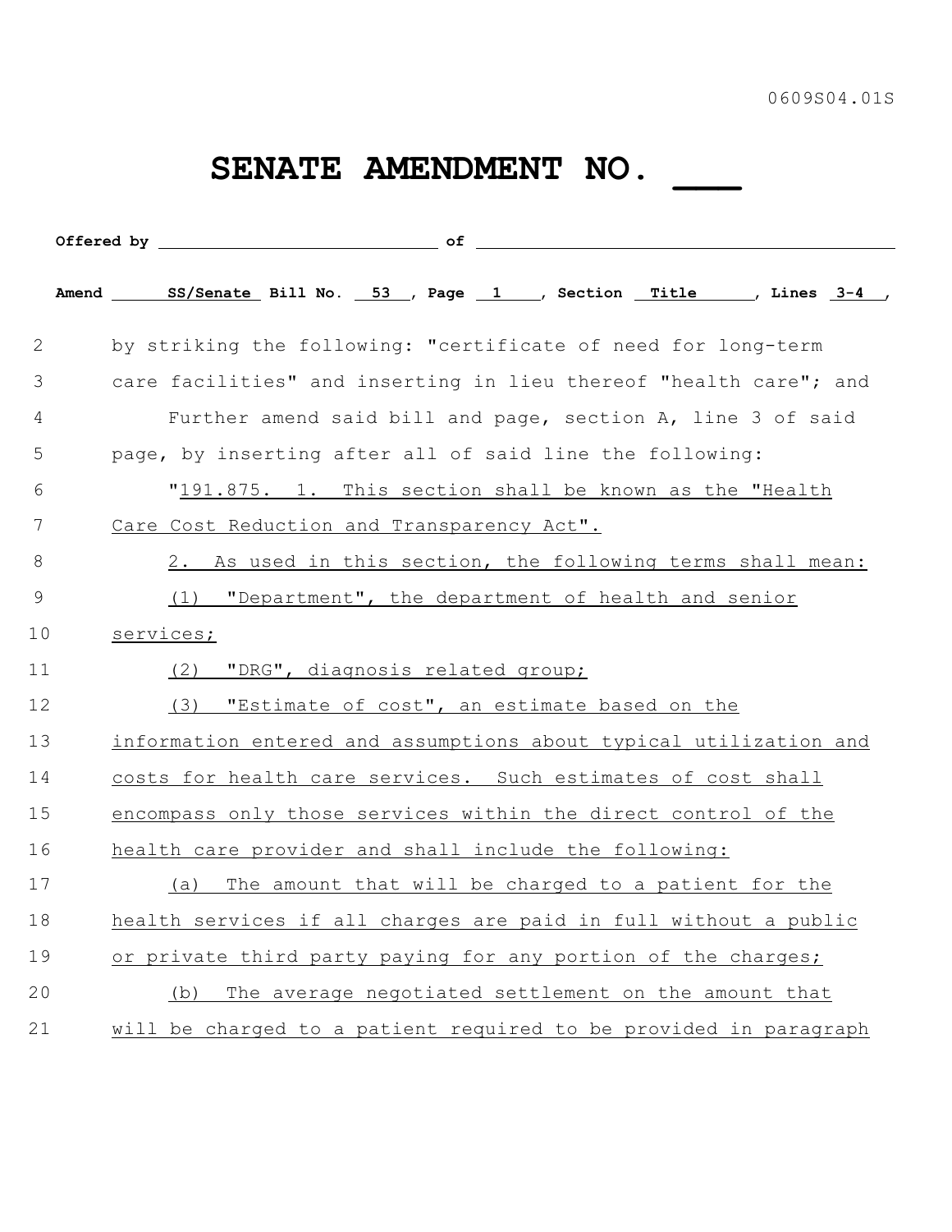0609S04.01S

# SENATE AMENDMENT NO. ___

**Offered by** ____________________________ **of** ________________________________________

**Amend** SS/Senate **Bill No.** 53 **, Page** 1 **, Section** Title **, Lines** 3-4 **,**

2 by striking the following: "certificate of need for long-term
3 care facilities" and inserting in lieu thereof "health care"; and
4 Further amend said bill and page, section A, line 3 of said
5 page, by inserting after all of said line the following:
6 "191.875. 1. This section shall be known as the "Health
7 Care Cost Reduction and Transparency Act".
8 2. As used in this section, the following terms shall mean:
9 (1) "Department", the department of health and senior
10 services;
11 (2) "DRG", diagnosis related group;
12 (3) "Estimate of cost", an estimate based on the
13 information entered and assumptions about typical utilization and
14 costs for health care services. Such estimates of cost shall
15 encompass only those services within the direct control of the
16 health care provider and shall include the following:
17 (a) The amount that will be charged to a patient for the
18 health services if all charges are paid in full without a public
19 or private third party paying for any portion of the charges;
20 (b) The average negotiated settlement on the amount that
21 will be charged to a patient required to be provided in paragraph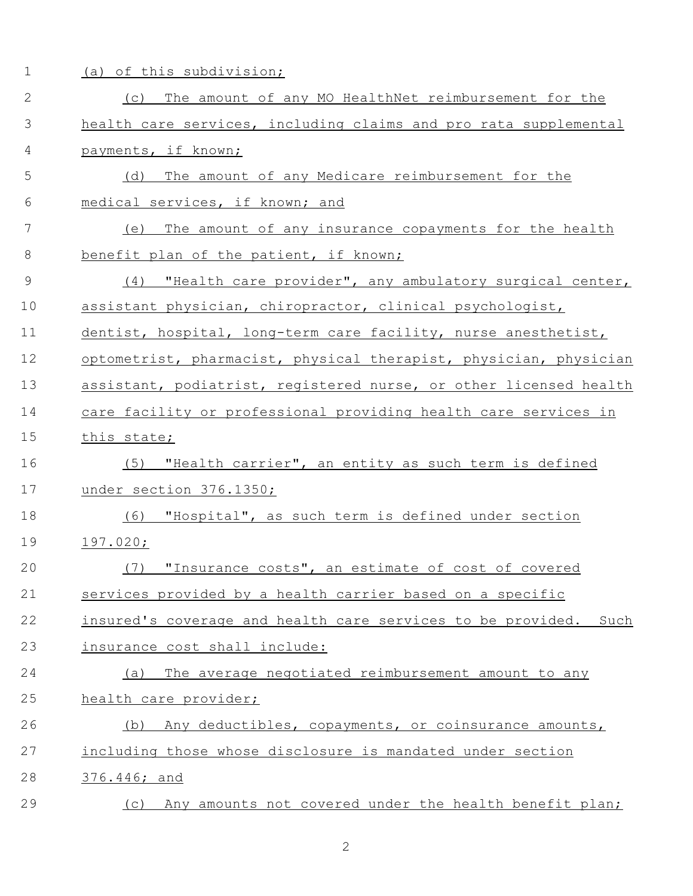(a) of this subdivision;

(c) The amount of any MO HealthNet reimbursement for the health care services, including claims and pro rata supplemental payments, if known;

(d) The amount of any Medicare reimbursement for the medical services, if known; and

(e) The amount of any insurance copayments for the health benefit plan of the patient, if known;

(4) "Health care provider", any ambulatory surgical center, assistant physician, chiropractor, clinical psychologist, dentist, hospital, long-term care facility, nurse anesthetist, optometrist, pharmacist, physical therapist, physician, physician assistant, podiatrist, registered nurse, or other licensed health care facility or professional providing health care services in this state;

(5) "Health carrier", an entity as such term is defined under section 376.1350;

(6) "Hospital", as such term is defined under section 197.020;

(7) "Insurance costs", an estimate of cost of covered services provided by a health carrier based on a specific insured's coverage and health care services to be provided. Such insurance cost shall include:

(a) The average negotiated reimbursement amount to any health care provider;

(b) Any deductibles, copayments, or coinsurance amounts, including those whose disclosure is mandated under section 376.446; and

(c) Any amounts not covered under the health benefit plan;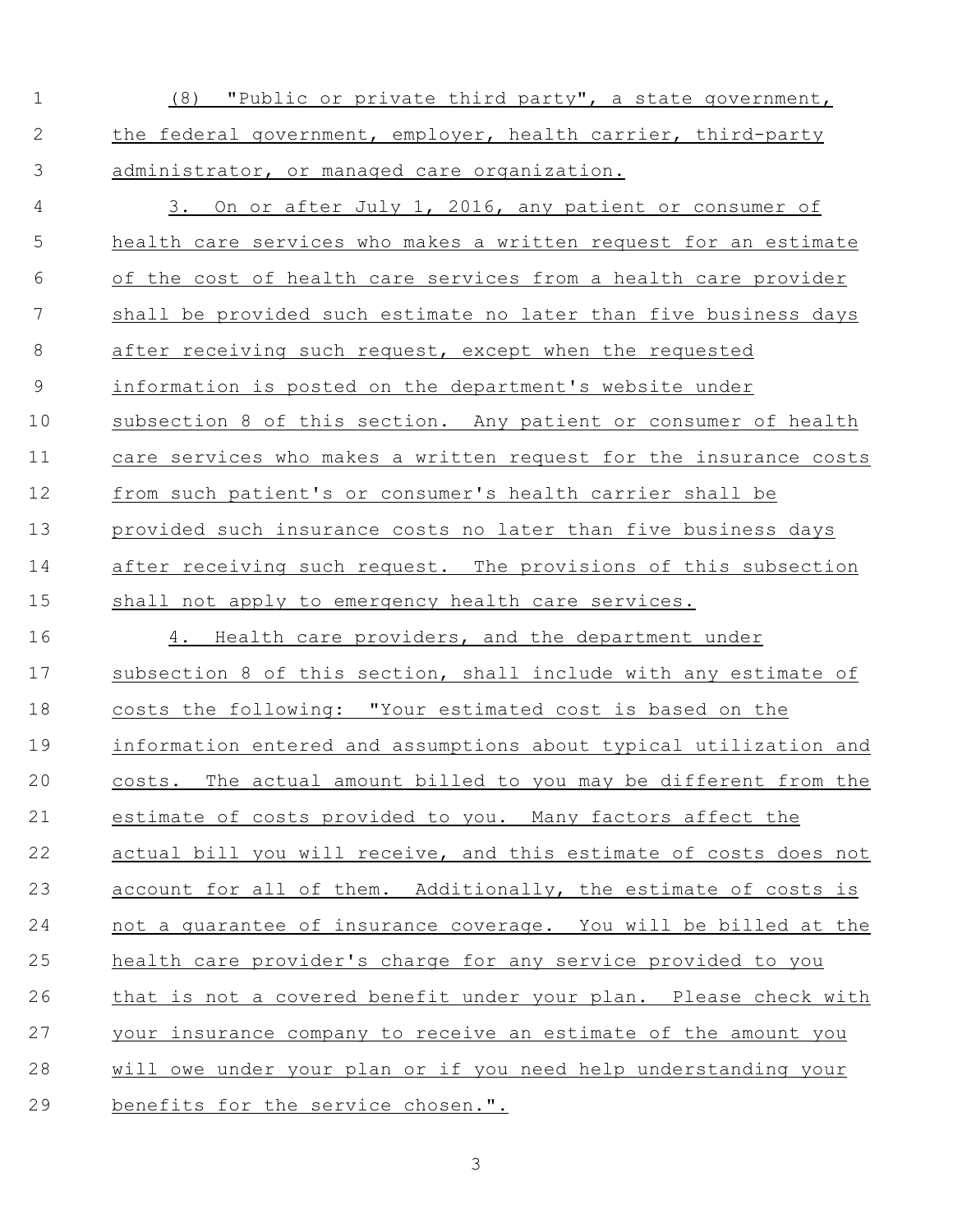(8) "Public or private third party", a state government, the federal government, employer, health carrier, third-party administrator, or managed care organization.

3. On or after July 1, 2016, any patient or consumer of health care services who makes a written request for an estimate of the cost of health care services from a health care provider shall be provided such estimate no later than five business days after receiving such request, except when the requested information is posted on the department's website under subsection 8 of this section. Any patient or consumer of health care services who makes a written request for the insurance costs from such patient's or consumer's health carrier shall be provided such insurance costs no later than five business days after receiving such request. The provisions of this subsection shall not apply to emergency health care services.

4. Health care providers, and the department under subsection 8 of this section, shall include with any estimate of costs the following: "Your estimated cost is based on the information entered and assumptions about typical utilization and costs. The actual amount billed to you may be different from the estimate of costs provided to you. Many factors affect the actual bill you will receive, and this estimate of costs does not account for all of them. Additionally, the estimate of costs is not a guarantee of insurance coverage. You will be billed at the health care provider's charge for any service provided to you that is not a covered benefit under your plan. Please check with your insurance company to receive an estimate of the amount you will owe under your plan or if you need help understanding your benefits for the service chosen.".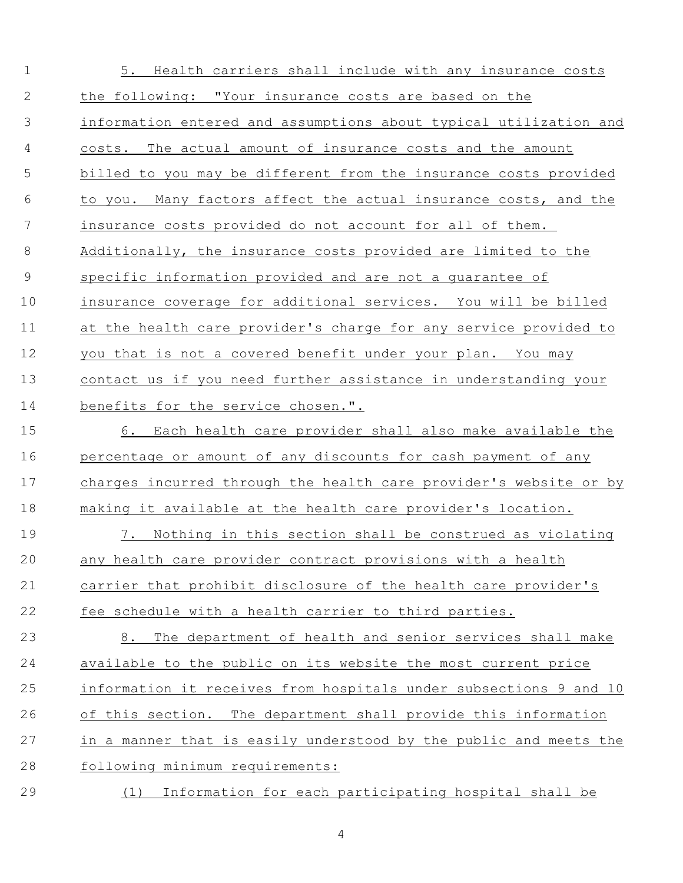5. Health carriers shall include with any insurance costs the following: "Your insurance costs are based on the information entered and assumptions about typical utilization and costs. The actual amount of insurance costs and the amount billed to you may be different from the insurance costs provided to you. Many factors affect the actual insurance costs, and the insurance costs provided do not account for all of them. Additionally, the insurance costs provided are limited to the specific information provided and are not a guarantee of insurance coverage for additional services. You will be billed at the health care provider's charge for any service provided to you that is not a covered benefit under your plan. You may contact us if you need further assistance in understanding your benefits for the service chosen.".

6. Each health care provider shall also make available the percentage or amount of any discounts for cash payment of any charges incurred through the health care provider's website or by making it available at the health care provider's location.

7. Nothing in this section shall be construed as violating any health care provider contract provisions with a health carrier that prohibit disclosure of the health care provider's fee schedule with a health carrier to third parties.

8. The department of health and senior services shall make available to the public on its website the most current price information it receives from hospitals under subsections 9 and 10 of this section. The department shall provide this information in a manner that is easily understood by the public and meets the following minimum requirements:

(1) Information for each participating hospital shall be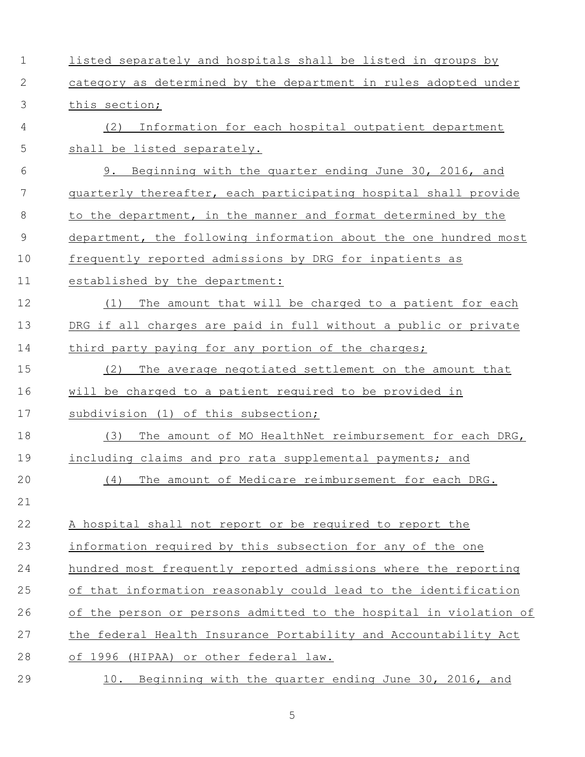listed separately and hospitals shall be listed in groups by category as determined by the department in rules adopted under this section;

(2) Information for each hospital outpatient department shall be listed separately.

9. Beginning with the quarter ending June 30, 2016, and quarterly thereafter, each participating hospital shall provide to the department, in the manner and format determined by the department, the following information about the one hundred most frequently reported admissions by DRG for inpatients as established by the department:

(1) The amount that will be charged to a patient for each DRG if all charges are paid in full without a public or private third party paying for any portion of the charges;

(2) The average negotiated settlement on the amount that will be charged to a patient required to be provided in subdivision (1) of this subsection;

(3) The amount of MO HealthNet reimbursement for each DRG, including claims and pro rata supplemental payments; and

(4) The amount of Medicare reimbursement for each DRG.

A hospital shall not report or be required to report the information required by this subsection for any of the one hundred most frequently reported admissions where the reporting of that information reasonably could lead to the identification of the person or persons admitted to the hospital in violation of the federal Health Insurance Portability and Accountability Act of 1996 (HIPAA) or other federal law.

10. Beginning with the quarter ending June 30, 2016, and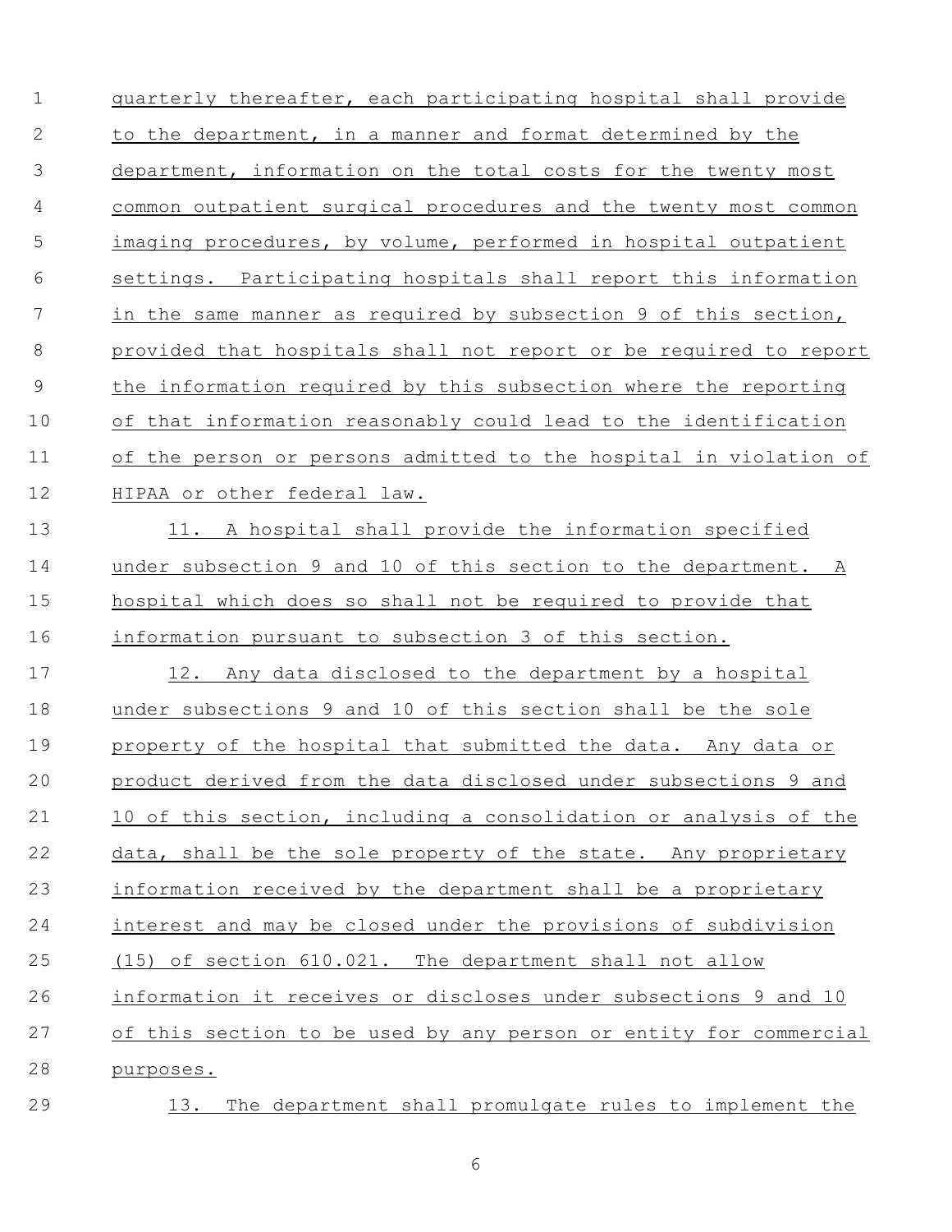quarterly thereafter, each participating hospital shall provide to the department, in a manner and format determined by the department, information on the total costs for the twenty most common outpatient surgical procedures and the twenty most common imaging procedures, by volume, performed in hospital outpatient settings. Participating hospitals shall report this information in the same manner as required by subsection 9 of this section, provided that hospitals shall not report or be required to report the information required by this subsection where the reporting of that information reasonably could lead to the identification of the person or persons admitted to the hospital in violation of HIPAA or other federal law.

11. A hospital shall provide the information specified under subsection 9 and 10 of this section to the department. A hospital which does so shall not be required to provide that information pursuant to subsection 3 of this section.

12. Any data disclosed to the department by a hospital under subsections 9 and 10 of this section shall be the sole property of the hospital that submitted the data. Any data or product derived from the data disclosed under subsections 9 and 10 of this section, including a consolidation or analysis of the data, shall be the sole property of the state. Any proprietary information received by the department shall be a proprietary interest and may be closed under the provisions of subdivision (15) of section 610.021. The department shall not allow information it receives or discloses under subsections 9 and 10 of this section to be used by any person or entity for commercial purposes.

13. The department shall promulgate rules to implement the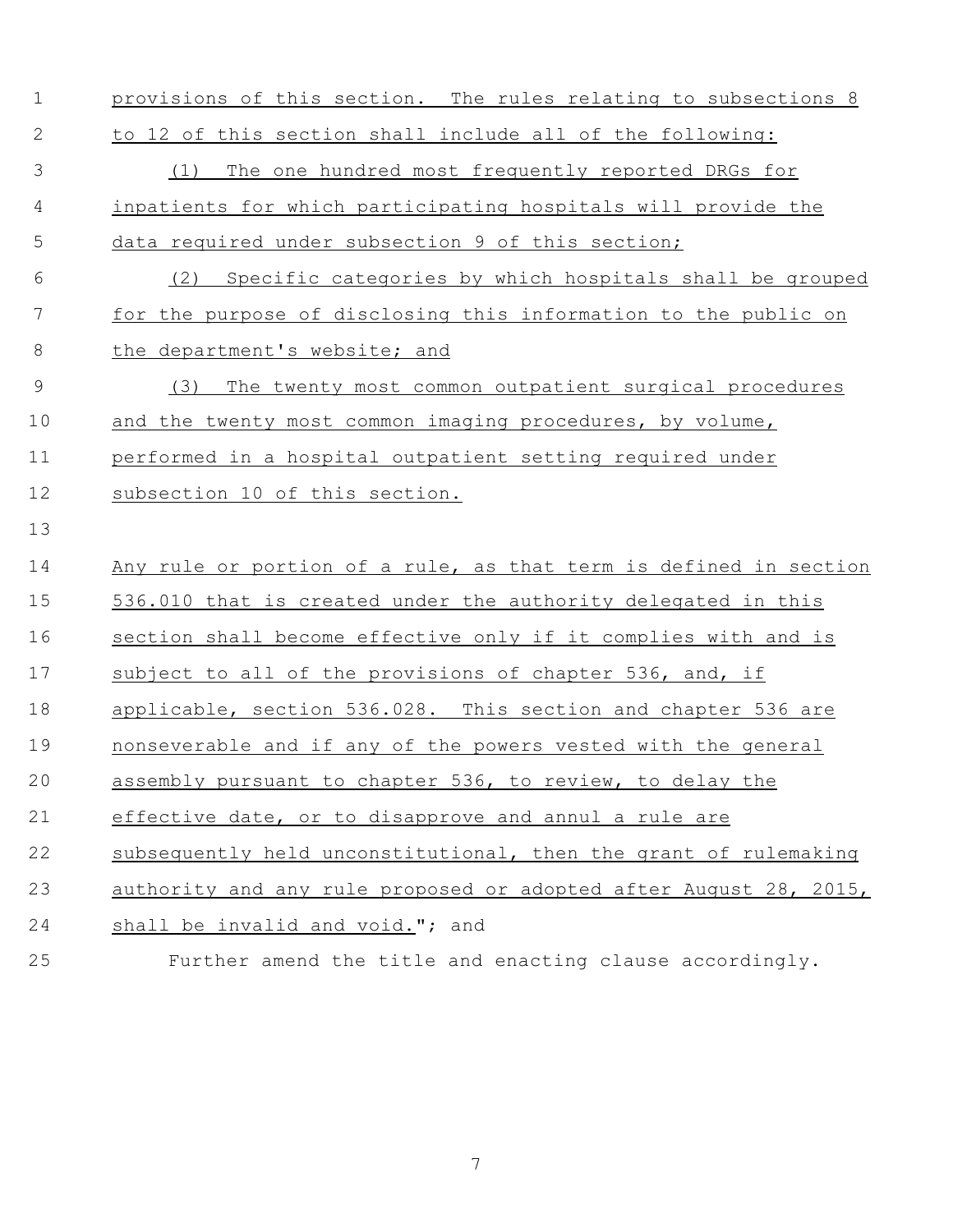provisions of this section. The rules relating to subsections 8 to 12 of this section shall include all of the following:

(1) The one hundred most frequently reported DRGs for inpatients for which participating hospitals will provide the data required under subsection 9 of this section;

(2) Specific categories by which hospitals shall be grouped for the purpose of disclosing this information to the public on the department's website; and

(3) The twenty most common outpatient surgical procedures and the twenty most common imaging procedures, by volume, performed in a hospital outpatient setting required under subsection 10 of this section.

Any rule or portion of a rule, as that term is defined in section 536.010 that is created under the authority delegated in this section shall become effective only if it complies with and is subject to all of the provisions of chapter 536, and, if applicable, section 536.028. This section and chapter 536 are nonseverable and if any of the powers vested with the general assembly pursuant to chapter 536, to review, to delay the effective date, or to disapprove and annul a rule are subsequently held unconstitutional, then the grant of rulemaking authority and any rule proposed or adopted after August 28, 2015, shall be invalid and void."; and

Further amend the title and enacting clause accordingly.